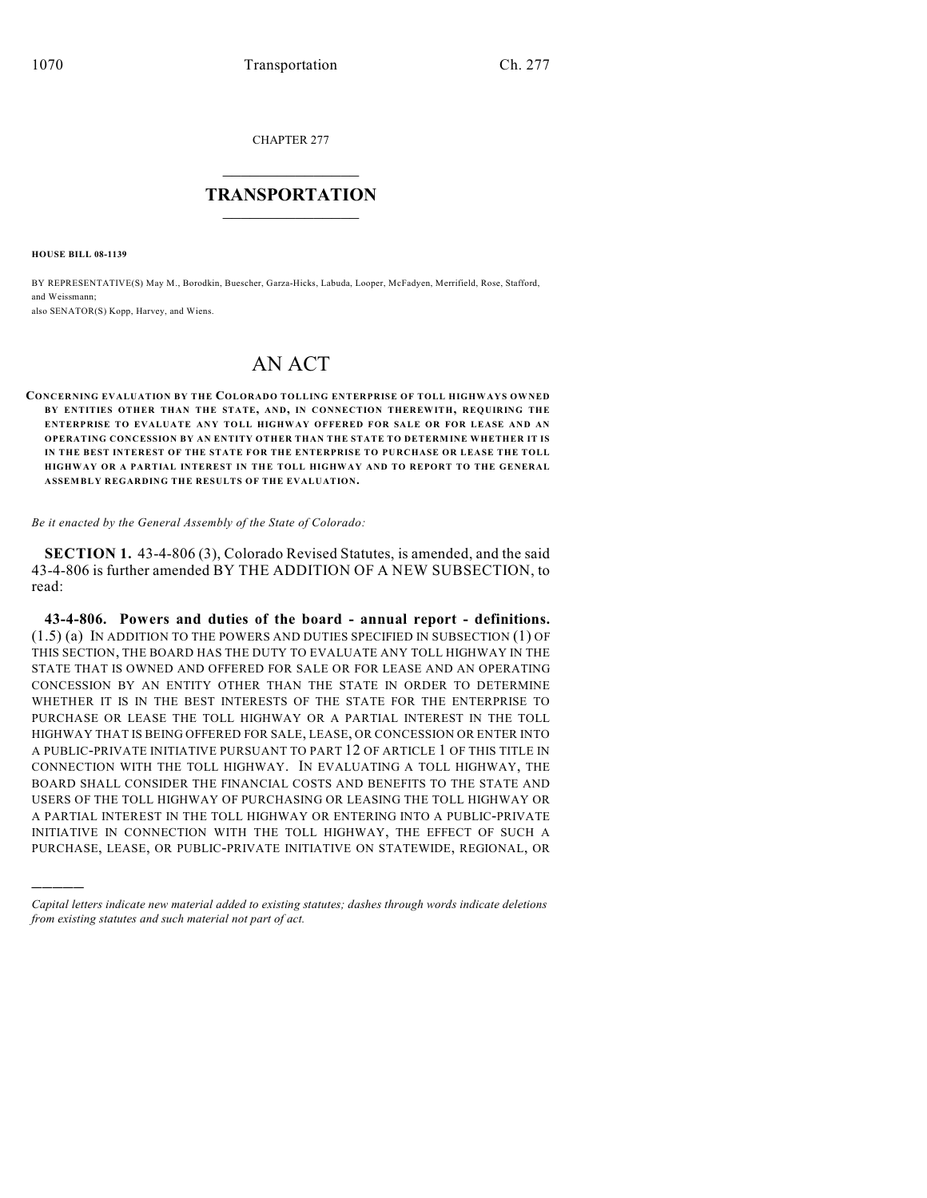CHAPTER 277

# TRANSPORTATION

**HOUSE BILL 08-1139**

BY REPRESENTATIVE(S) May M., Borodkin, Buescher, Garza-Hicks, Labuda, Looper, McFadyen, Merrifield, Rose, Stafford, and Weissmann;
also SENATOR(S) Kopp, Harvey, and Wiens.

# AN ACT

**CONCERNING EVALUATION BY THE COLORADO TOLLING ENTERPRISE OF TOLL HIGHWAYS OWNED BY ENTITIES OTHER THAN THE STATE, AND, IN CONNECTION THEREWITH, REQUIRING THE ENTERPRISE TO EVALUATE ANY TOLL HIGHWAY OFFERED FOR SALE OR FOR LEASE AND AN OPERATING CONCESSION BY AN ENTITY OTHER THAN THE STATE TO DETERMINE WHETHER IT IS IN THE BEST INTEREST OF THE STATE FOR THE ENTERPRISE TO PURCHASE OR LEASE THE TOLL HIGHWAY OR A PARTIAL INTEREST IN THE TOLL HIGHWAY AND TO REPORT TO THE GENERAL ASSEMBLY REGARDING THE RESULTS OF THE EVALUATION.**

*Be it enacted by the General Assembly of the State of Colorado:*

**SECTION 1.** 43-4-806 (3), Colorado Revised Statutes, is amended, and the said 43-4-806 is further amended BY THE ADDITION OF A NEW SUBSECTION, to read:

**43-4-806. Powers and duties of the board - annual report - definitions.** (1.5) (a) IN ADDITION TO THE POWERS AND DUTIES SPECIFIED IN SUBSECTION (1) OF THIS SECTION, THE BOARD HAS THE DUTY TO EVALUATE ANY TOLL HIGHWAY IN THE STATE THAT IS OWNED AND OFFERED FOR SALE OR FOR LEASE AND AN OPERATING CONCESSION BY AN ENTITY OTHER THAN THE STATE IN ORDER TO DETERMINE WHETHER IT IS IN THE BEST INTERESTS OF THE STATE FOR THE ENTERPRISE TO PURCHASE OR LEASE THE TOLL HIGHWAY OR A PARTIAL INTEREST IN THE TOLL HIGHWAY THAT IS BEING OFFERED FOR SALE, LEASE, OR CONCESSION OR ENTER INTO A PUBLIC-PRIVATE INITIATIVE PURSUANT TO PART 12 OF ARTICLE 1 OF THIS TITLE IN CONNECTION WITH THE TOLL HIGHWAY. IN EVALUATING A TOLL HIGHWAY, THE BOARD SHALL CONSIDER THE FINANCIAL COSTS AND BENEFITS TO THE STATE AND USERS OF THE TOLL HIGHWAY OF PURCHASING OR LEASING THE TOLL HIGHWAY OR A PARTIAL INTEREST IN THE TOLL HIGHWAY OR ENTERING INTO A PUBLIC-PRIVATE INITIATIVE IN CONNECTION WITH THE TOLL HIGHWAY, THE EFFECT OF SUCH A PURCHASE, LEASE, OR PUBLIC-PRIVATE INITIATIVE ON STATEWIDE, REGIONAL, OR

*Capital letters indicate new material added to existing statutes; dashes through words indicate deletions from existing statutes and such material not part of act.*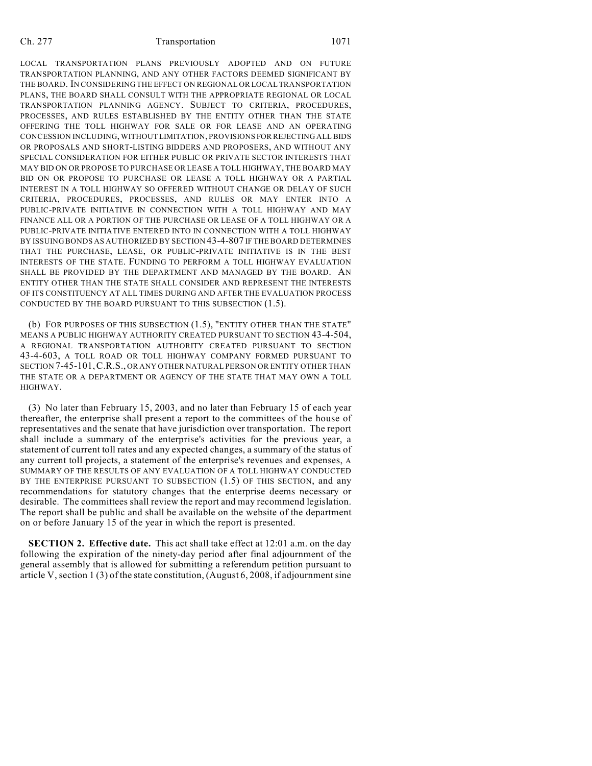LOCAL TRANSPORTATION PLANS PREVIOUSLY ADOPTED AND ON FUTURE TRANSPORTATION PLANNING, AND ANY OTHER FACTORS DEEMED SIGNIFICANT BY THE BOARD. IN CONSIDERING THE EFFECT ON REGIONAL OR LOCAL TRANSPORTATION PLANS, THE BOARD SHALL CONSULT WITH THE APPROPRIATE REGIONAL OR LOCAL TRANSPORTATION PLANNING AGENCY. SUBJECT TO CRITERIA, PROCEDURES, PROCESSES, AND RULES ESTABLISHED BY THE ENTITY OTHER THAN THE STATE OFFERING THE TOLL HIGHWAY FOR SALE OR FOR LEASE AND AN OPERATING CONCESSION INCLUDING, WITHOUT LIMITATION, PROVISIONS FOR REJECTING ALL BIDS OR PROPOSALS AND SHORT-LISTING BIDDERS AND PROPOSERS, AND WITHOUT ANY SPECIAL CONSIDERATION FOR EITHER PUBLIC OR PRIVATE SECTOR INTERESTS THAT MAY BID ON OR PROPOSE TO PURCHASE OR LEASE A TOLL HIGHWAY, THE BOARD MAY BID ON OR PROPOSE TO PURCHASE OR LEASE A TOLL HIGHWAY OR A PARTIAL INTEREST IN A TOLL HIGHWAY SO OFFERED WITHOUT CHANGE OR DELAY OF SUCH CRITERIA, PROCEDURES, PROCESSES, AND RULES OR MAY ENTER INTO A PUBLIC-PRIVATE INITIATIVE IN CONNECTION WITH A TOLL HIGHWAY AND MAY FINANCE ALL OR A PORTION OF THE PURCHASE OR LEASE OF A TOLL HIGHWAY OR A PUBLIC-PRIVATE INITIATIVE ENTERED INTO IN CONNECTION WITH A TOLL HIGHWAY BY ISSUING BONDS AS AUTHORIZED BY SECTION 43-4-807 IF THE BOARD DETERMINES THAT THE PURCHASE, LEASE, OR PUBLIC-PRIVATE INITIATIVE IS IN THE BEST INTERESTS OF THE STATE. FUNDING TO PERFORM A TOLL HIGHWAY EVALUATION SHALL BE PROVIDED BY THE DEPARTMENT AND MANAGED BY THE BOARD. AN ENTITY OTHER THAN THE STATE SHALL CONSIDER AND REPRESENT THE INTERESTS OF ITS CONSTITUENCY AT ALL TIMES DURING AND AFTER THE EVALUATION PROCESS CONDUCTED BY THE BOARD PURSUANT TO THIS SUBSECTION (1.5).

(b) FOR PURPOSES OF THIS SUBSECTION (1.5), "ENTITY OTHER THAN THE STATE" MEANS A PUBLIC HIGHWAY AUTHORITY CREATED PURSUANT TO SECTION 43-4-504, A REGIONAL TRANSPORTATION AUTHORITY CREATED PURSUANT TO SECTION 43-4-603, A TOLL ROAD OR TOLL HIGHWAY COMPANY FORMED PURSUANT TO SECTION 7-45-101, C.R.S., OR ANY OTHER NATURAL PERSON OR ENTITY OTHER THAN THE STATE OR A DEPARTMENT OR AGENCY OF THE STATE THAT MAY OWN A TOLL HIGHWAY.

(3) No later than February 15, 2003, and no later than February 15 of each year thereafter, the enterprise shall present a report to the committees of the house of representatives and the senate that have jurisdiction over transportation. The report shall include a summary of the enterprise's activities for the previous year, a statement of current toll rates and any expected changes, a summary of the status of any current toll projects, a statement of the enterprise's revenues and expenses, A SUMMARY OF THE RESULTS OF ANY EVALUATION OF A TOLL HIGHWAY CONDUCTED BY THE ENTERPRISE PURSUANT TO SUBSECTION (1.5) OF THIS SECTION, and any recommendations for statutory changes that the enterprise deems necessary or desirable. The committees shall review the report and may recommend legislation. The report shall be public and shall be available on the website of the department on or before January 15 of the year in which the report is presented.

**SECTION 2. Effective date.** This act shall take effect at 12:01 a.m. on the day following the expiration of the ninety-day period after final adjournment of the general assembly that is allowed for submitting a referendum petition pursuant to article V, section 1 (3) of the state constitution, (August 6, 2008, if adjournment sine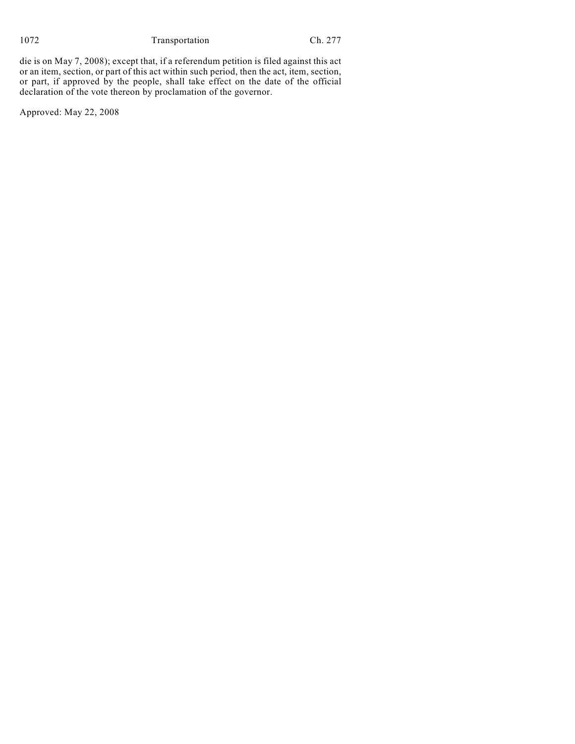die is on May 7, 2008); except that, if a referendum petition is filed against this act or an item, section, or part of this act within such period, then the act, item, section, or part, if approved by the people, shall take effect on the date of the official declaration of the vote thereon by proclamation of the governor.

Approved: May 22, 2008